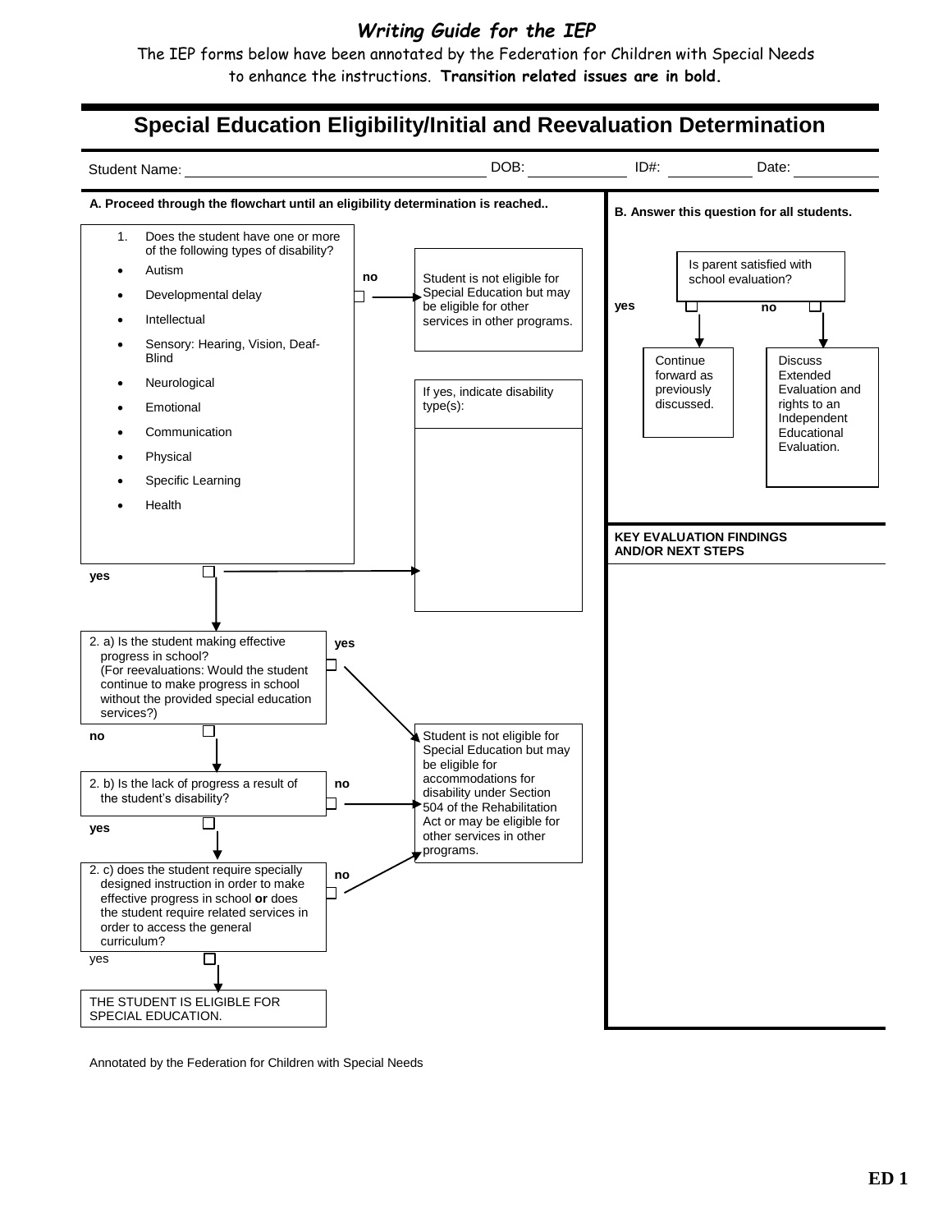***Writing Guide for the IEP***

The IEP forms below have been annotated by the Federation for Children with Special Needs to enhance the instructions. **Transition related issues are in bold.**

# Special Education Eligibility/Initial and Reevaluation Determination

Student Name: ______________________ DOB: __________ ID#: __________ Date: __________

**A. Proceed through the flowchart until an eligibility determination is reached..**

1. Does the student have one or more of the following types of disability?
   - Autism
   - Developmental delay
   - Intellectual
   - Sensory: Hearing, Vision, Deaf-Blind
   - Neurological
   - Emotional
   - Communication
   - Physical
   - Specific Learning
   - Health

**no** ☐ → Student is not eligible for Special Education but may be eligible for other services in other programs.

**yes** ☐ → If yes, indicate disability type(s):

2. a) Is the student making effective progress in school? (For reevaluations: Would the student continue to make progress in school without the provided special education services?)

**yes** ☐ → Student is not eligible for Special Education but may be eligible for accommodations for disability under Section 504 of the Rehabilitation Act or may be eligible for other services in other programs.

**no** ☐ ↓

2. b) Is the lack of progress a result of the student's disability?

**no** ☐ → Student is not eligible for Special Education but may be eligible for accommodations for disability under Section 504 of the Rehabilitation Act or may be eligible for other services in other programs.

**yes** ☐ ↓

2. c) does the student require specially designed instruction in order to make effective progress in school **or** does the student require related services in order to access the general curriculum?

**no** ☐ → Student is not eligible for Special Education but may be eligible for accommodations for disability under Section 504 of the Rehabilitation Act or may be eligible for other services in other programs.

yes ☐ ↓

THE STUDENT IS ELIGIBLE FOR SPECIAL EDUCATION.

**B. Answer this question for all students.**

Is parent satisfied with school evaluation?

**yes** ☐ → Continue forward as previously discussed.

**no** ☐ → Discuss Extended Evaluation and rights to an Independent Educational Evaluation.

**KEY EVALUATION FINDINGS AND/OR NEXT STEPS**

Annotated by the Federation for Children with Special Needs

**ED 1**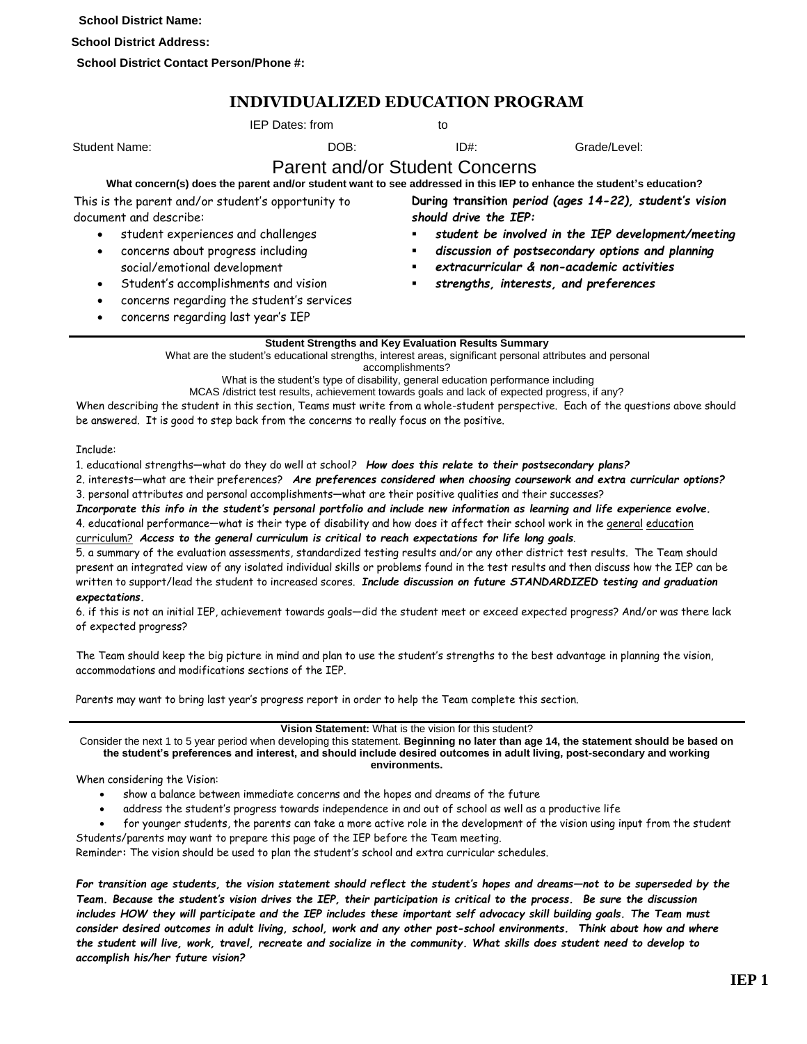**School District Name:**

**School District Address:**

**School District Contact Person/Phone #:**

# INDIVIDUALIZED EDUCATION PROGRAM

IEP Dates: from to

Student Name: DOB: ID#: Grade/Level:

## Parent and/or Student Concerns

**What concern(s) does the parent and/or student want to see addressed in this IEP to enhance the student's education?**

This is the parent and/or student's opportunity to document and describe:

- student experiences and challenges
- concerns about progress including social/emotional development
- Student's accomplishments and vision
- concerns regarding the student's services
- concerns regarding last year's IEP

**During transition *period (ages 14-22), student's vision should drive the IEP:***

- ***student be involved in the IEP development/meeting***
- ***discussion of postsecondary options and planning***
- ***extracurricular & non-academic activities***
- ***strengths, interests, and preferences***

---

**Student Strengths and Key Evaluation Results Summary**

What are the student's educational strengths, interest areas, significant personal attributes and personal accomplishments?

What is the student's type of disability, general education performance including MCAS /district test results, achievement towards goals and lack of expected progress, if any?

When describing the student in this section, Teams must write from a whole-student perspective. Each of the questions above should be answered. It is good to step back from the concerns to really focus on the positive.

Include:

1. educational strengths—what do they do well at school? ***How does this relate to their postsecondary plans?***
2. interests—what are their preferences? ***Are preferences considered when choosing coursework and extra curricular options?***
3. personal attributes and personal accomplishments—what are their positive qualities and their successes? ***Incorporate this info in the student's personal portfolio and include new information as learning and life experience evolve.***
4. educational performance—what is their type of disability and how does it affect their school work in the general education curriculum? ***Access to the general curriculum is critical to reach expectations for life long goals***.
5. a summary of the evaluation assessments, standardized testing results and/or any other district test results. The Team should present an integrated view of any isolated individual skills or problems found in the test results and then discuss how the IEP can be written to support/lead the student to increased scores. ***Include discussion on future STANDARDIZED testing and graduation expectations.***
6. if this is not an initial IEP, achievement towards goals—did the student meet or exceed expected progress? And/or was there lack of expected progress?

The Team should keep the big picture in mind and plan to use the student's strengths to the best advantage in planning the vision, accommodations and modifications sections of the IEP.

Parents may want to bring last year's progress report in order to help the Team complete this section.

---

**Vision Statement:** What is the vision for this student?

Consider the next 1 to 5 year period when developing this statement. **Beginning no later than age 14, the statement should be based on the student's preferences and interest, and should include desired outcomes in adult living, post-secondary and working environments.**

When considering the Vision:

- show a balance between immediate concerns and the hopes and dreams of the future
- address the student's progress towards independence in and out of school as well as a productive life
- for younger students, the parents can take a more active role in the development of the vision using input from the student

Students/parents may want to prepare this page of the IEP before the Team meeting.

Reminder**:** The vision should be used to plan the student's school and extra curricular schedules.

***For transition age students, the vision statement should reflect the student's hopes and dreams—not to be superseded by the Team. Because the student's vision drives the IEP, their participation is critical to the process. Be sure the discussion includes HOW they will participate and the IEP includes these important self advocacy skill building goals. The Team must consider desired outcomes in adult living, school, work and any other post-school environments. Think about how and where the student will live, work, travel, recreate and socialize in the community. What skills does student need to develop to accomplish his/her future vision?***

**IEP 1**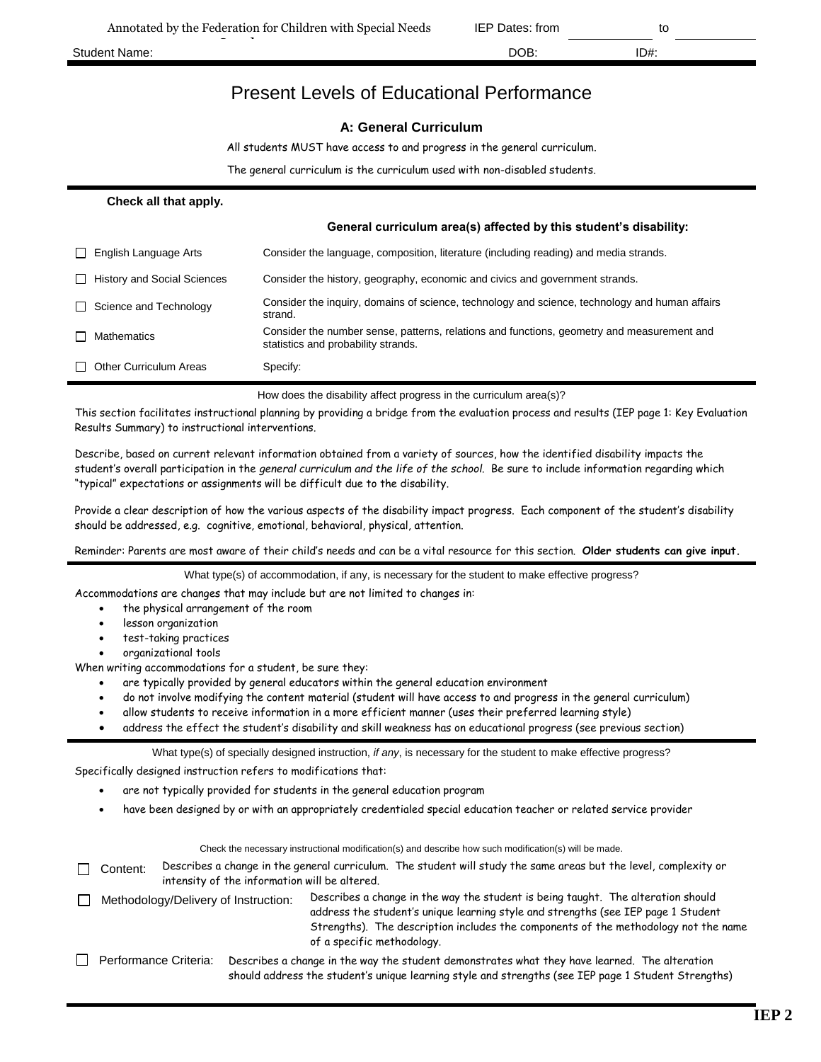Annotated by the Federation for Children with Special Needs | IEP Dates: from ______ to ______

Student Name: DOB: ID#:

# Present Levels of Educational Performance

## A: General Curriculum

All students MUST have access to and progress in the general curriculum.

The general curriculum is the curriculum used with non-disabled students.

**Check all that apply.**

| | **General curriculum area(s) affected by this student's disability:** |
|---|---|
| ☐ English Language Arts | Consider the language, composition, literature (including reading) and media strands. |
| ☐ History and Social Sciences | Consider the history, geography, economic and civics and government strands. |
| ☐ Science and Technology | Consider the inquiry, domains of science, technology and science, technology and human affairs strand. |
| ☐ Mathematics | Consider the number sense, patterns, relations and functions, geometry and measurement and statistics and probability strands. |
| ☐ Other Curriculum Areas | Specify: |

How does the disability affect progress in the curriculum area(s)?

This section facilitates instructional planning by providing a bridge from the evaluation process and results (IEP page 1: Key Evaluation Results Summary) to instructional interventions.

Describe, based on current relevant information obtained from a variety of sources, how the identified disability impacts the student's overall participation in the *general curriculum and the life of the school.* Be sure to include information regarding which "typical" expectations or assignments will be difficult due to the disability.

Provide a clear description of how the various aspects of the disability impact progress. Each component of the student's disability should be addressed, e.g. cognitive, emotional, behavioral, physical, attention.

Reminder: Parents are most aware of their child's needs and can be a vital resource for this section. **Older students can give input.**

What type(s) of accommodation, if any, is necessary for the student to make effective progress?

Accommodations are changes that may include but are not limited to changes in:

- the physical arrangement of the room
- lesson organization
- test-taking practices
- organizational tools

When writing accommodations for a student, be sure they:

- are typically provided by general educators within the general education environment
- do not involve modifying the content material (student will have access to and progress in the general curriculum)
- allow students to receive information in a more efficient manner (uses their preferred learning style)
- address the effect the student's disability and skill weakness has on educational progress (see previous section)

What type(s) of specially designed instruction, *if any*, is necessary for the student to make effective progress?

Specifically designed instruction refers to modifications that:

- are not typically provided for students in the general education program
- have been designed by or with an appropriately credentialed special education teacher or related service provider

Check the necessary instructional modification(s) and describe how such modification(s) will be made.

☐ Content: Describes a change in the general curriculum. The student will study the same areas but the level, complexity or intensity of the information will be altered.

☐ Methodology/Delivery of Instruction: Describes a change in the way the student is being taught. The alteration should address the student's unique learning style and strengths (see IEP page 1 Student Strengths). The description includes the components of the methodology not the name of a specific methodology.

☐ Performance Criteria: Describes a change in the way the student demonstrates what they have learned. The alteration should address the student's unique learning style and strengths (see IEP page 1 Student Strengths)

**IEP 2**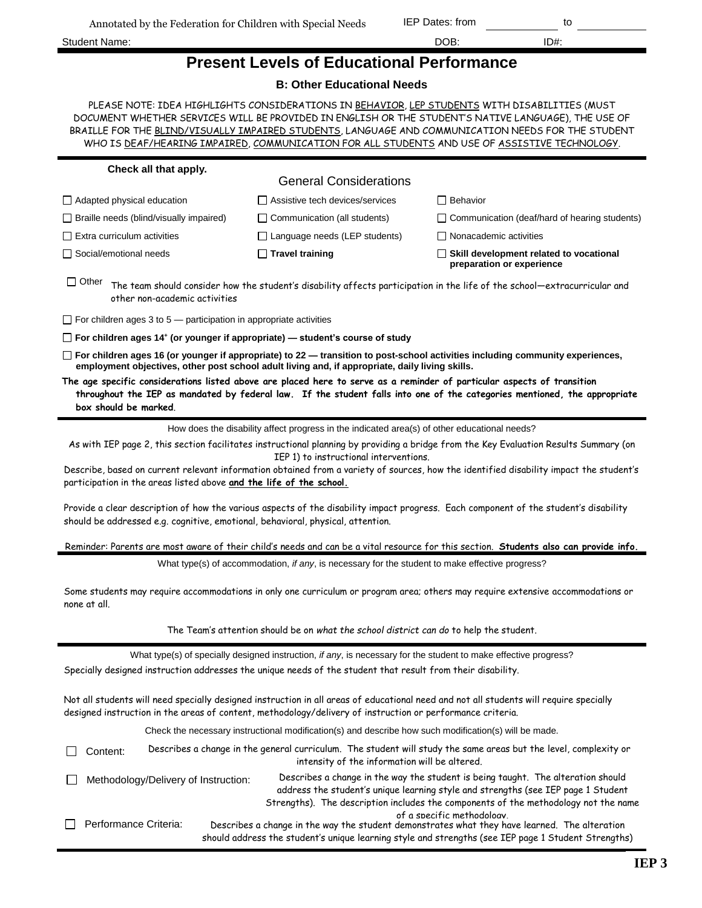Annotated by the Federation for Children with Special Needs

IEP Dates: from ________ to ________

Student Name: DOB: ID#:

# Present Levels of Educational Performance

## B: Other Educational Needs

PLEASE NOTE: IDEA HIGHLIGHTS CONSIDERATIONS IN BEHAVIOR, LEP STUDENTS WITH DISABILITIES (MUST DOCUMENT WHETHER SERVICES WILL BE PROVIDED IN ENGLISH OR THE STUDENT'S NATIVE LANGUAGE), THE USE OF BRAILLE FOR THE BLIND/VISUALLY IMPAIRED STUDENTS, LANGUAGE AND COMMUNICATION NEEDS FOR THE STUDENT WHO IS DEAF/HEARING IMPAIRED, COMMUNICATION FOR ALL STUDENTS AND USE OF ASSISTIVE TECHNOLOGY.

**Check all that apply.**

### General Considerations

- ☐ Adapted physical education
- ☐ Assistive tech devices/services
- ☐ Behavior
- ☐ Braille needs (blind/visually impaired)
- ☐ Communication (all students)
- ☐ Communication (deaf/hard of hearing students)
- ☐ Extra curriculum activities
- ☐ Language needs (LEP students)
- ☐ Nonacademic activities
- ☐ Social/emotional needs
- ☐ **Travel training**
- ☐ **Skill development related to vocational preparation or experience**
- ☐ Other — The team should consider how the student's disability affects participation in the life of the school—extracurricular and other non-academic activities

☐ For children ages 3 to 5 — participation in appropriate activities

☐ **For children ages 14+ (or younger if appropriate) — student's course of study**

☐ **For children ages 16 (or younger if appropriate) to 22 — transition to post-school activities including community experiences, employment objectives, other post school adult living and, if appropriate, daily living skills.**

**The age specific considerations listed above are placed here to serve as a reminder of particular aspects of transition throughout the IEP as mandated by federal law. If the student falls into one of the categories mentioned, the appropriate box should be marked.**

How does the disability affect progress in the indicated area(s) of other educational needs?

As with IEP page 2, this section facilitates instructional planning by providing a bridge from the Key Evaluation Results Summary (on IEP 1) to instructional interventions.

Describe, based on current relevant information obtained from a variety of sources, how the identified disability impact the student's participation in the areas listed above **and the life of the school.**

Provide a clear description of how the various aspects of the disability impact progress. Each component of the student's disability should be addressed e.g. cognitive, emotional, behavioral, physical, attention.

Reminder: Parents are most aware of their child's needs and can be a vital resource for this section. **Students also can provide info.**

What type(s) of accommodation, *if any*, is necessary for the student to make effective progress?

Some students may require accommodations in only one curriculum or program area; others may require extensive accommodations or none at all.

The Team's attention should be on *what the school district can do* to help the student.

What type(s) of specially designed instruction, *if any*, is necessary for the student to make effective progress?

Specially designed instruction addresses the unique needs of the student that result from their disability.

Not all students will need specially designed instruction in all areas of educational need and not all students will require specially designed instruction in the areas of content, methodology/delivery of instruction or performance criteria.

Check the necessary instructional modification(s) and describe how such modification(s) will be made.

- ☐ Content: Describes a change in the general curriculum. The student will study the same areas but the level, complexity or intensity of the information will be altered.
- ☐ Methodology/Delivery of Instruction: Describes a change in the way the student is being taught. The alteration should address the student's unique learning style and strengths (see IEP page 1 Student Strengths). The description includes the components of the methodology not the name of a specific methodology.
- ☐ Performance Criteria: Describes a change in the way the student demonstrates what they have learned. The alteration should address the student's unique learning style and strengths (see IEP page 1 Student Strengths)

IEP 3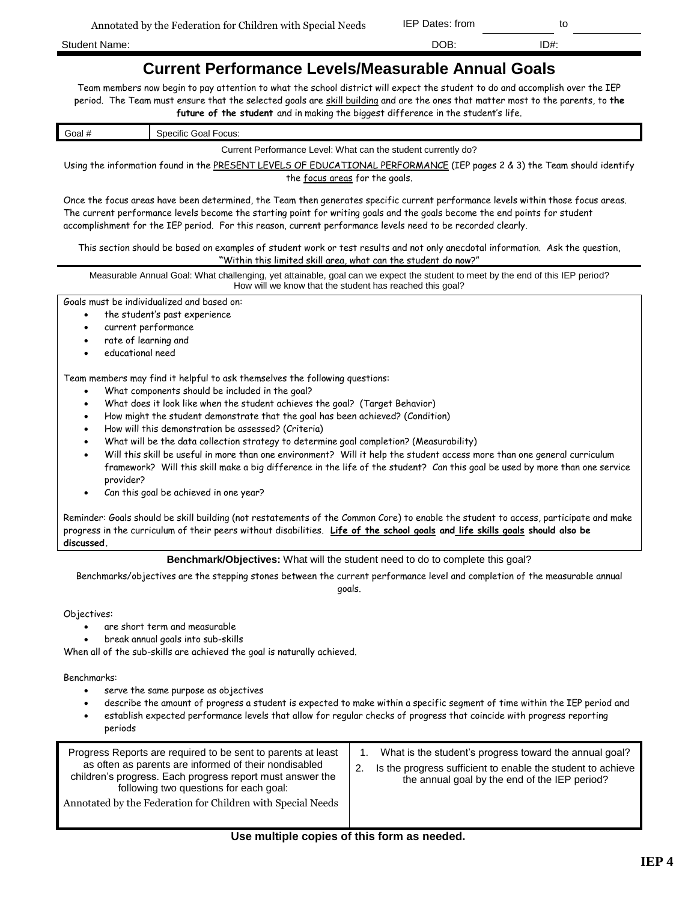Annotated by the Federation for Children with Special Needs

IEP Dates: from ________ to ________

Student Name: DOB: ID#:

# Current Performance Levels/Measurable Annual Goals

Team members now begin to pay attention to what the school district will expect the student to do and accomplish over the IEP period. The Team must ensure that the selected goals are skill building and are the ones that matter most to the parents, to **the future of the student** and in making the biggest difference in the student's life.

| Goal # | Specific Goal Focus: |
|---|---|

Current Performance Level: What can the student currently do?

Using the information found in the PRESENT LEVELS OF EDUCATIONAL PERFORMANCE (IEP pages 2 & 3) the Team should identify the focus areas for the goals.

Once the focus areas have been determined, the Team then generates specific current performance levels within those focus areas. The current performance levels become the starting point for writing goals and the goals become the end points for student accomplishment for the IEP period. For this reason, current performance levels need to be recorded clearly.

This section should be based on examples of student work or test results and not only anecdotal information. Ask the question, "Within this limited skill area, what can the student do now?"

Measurable Annual Goal: What challenging, yet attainable, goal can we expect the student to meet by the end of this IEP period? How will we know that the student has reached this goal?

Goals must be individualized and based on:

- the student's past experience
- current performance
- rate of learning and
- educational need

Team members may find it helpful to ask themselves the following questions:

- What components should be included in the goal?
- What does it look like when the student achieves the goal? (Target Behavior)
- How might the student demonstrate that the goal has been achieved? (Condition)
- How will this demonstration be assessed? (Criteria)
- What will be the data collection strategy to determine goal completion? (Measurability)
- Will this skill be useful in more than one environment? Will it help the student access more than one general curriculum framework? Will this skill make a big difference in the life of the student? Can this goal be used by more than one service provider?
- Can this goal be achieved in one year?

Reminder: Goals should be skill building (not restatements of the Common Core) to enable the student to access, participate and make progress in the curriculum of their peers without disabilities. **Life of the school goals and life skills goals should also be discussed.**

**Benchmark/Objectives:** What will the student need to do to complete this goal?

Benchmarks/objectives are the stepping stones between the current performance level and completion of the measurable annual goals.

Objectives:

- are short term and measurable
- break annual goals into sub-skills

When all of the sub-skills are achieved the goal is naturally achieved.

Benchmarks:

- serve the same purpose as objectives
- describe the amount of progress a student is expected to make within a specific segment of time within the IEP period and
- establish expected performance levels that allow for regular checks of progress that coincide with progress reporting periods

| Progress Reports are required to be sent to parents at least as often as parents are informed of their nondisabled children's progress. Each progress report must answer the following two questions for each goal:<br>Annotated by the Federation for Children with Special Needs | 1. What is the student's progress toward the annual goal?<br>2. Is the progress sufficient to enable the student to achieve the annual goal by the end of the IEP period? |
|---|---|

**Use multiple copies of this form as needed.**

**IEP 4**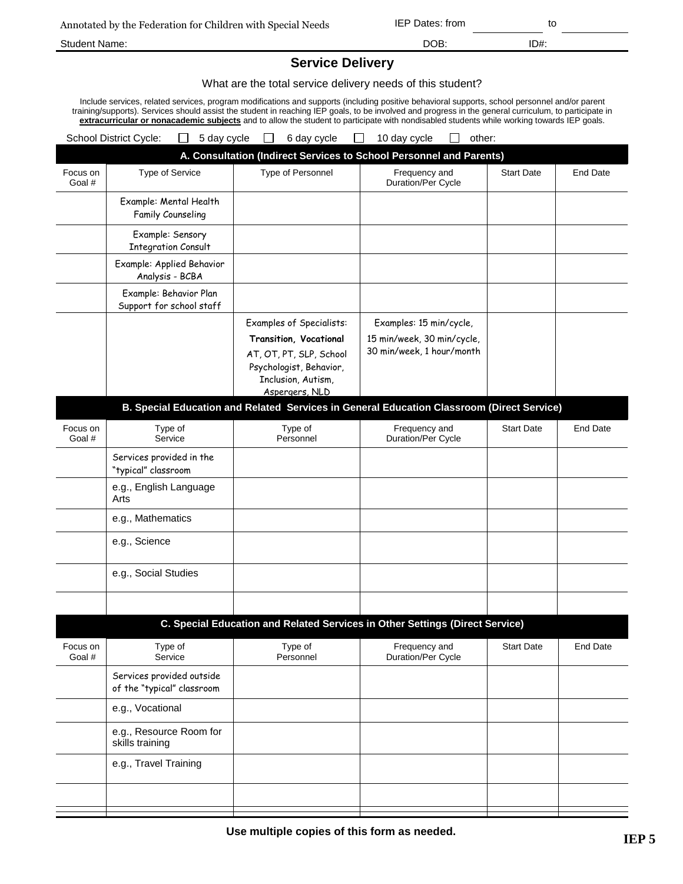Annotated by the Federation for Children with Special Needs

IEP Dates: from ____________ to ____________

Student Name: DOB: ID#:

## Service Delivery

What are the total service delivery needs of this student?

Include services, related services, program modifications and supports (including positive behavioral supports, school personnel and/or parent training/supports). Services should assist the student in reaching IEP goals, to be involved and progress in the general curriculum, to participate in **extracurricular or nonacademic subjects** and to allow the student to participate with nondisabled students while working towards IEP goals.

School District Cycle: ☐ 5 day cycle ☐ 6 day cycle ☐ 10 day cycle ☐ other:

### A. Consultation (Indirect Services to School Personnel and Parents)

| Focus on Goal # | Type of Service | Type of Personnel | Frequency and Duration/Per Cycle | Start Date | End Date |
|---|---|---|---|---|---|
| | Example: Mental Health Family Counseling | | | | |
| | Example: Sensory Integration Consult | | | | |
| | Example: Applied Behavior Analysis - BCBA | | | | |
| | Example: Behavior Plan Support for school staff | | | | |
| | | Examples of Specialists: **Transition, Vocational** AT, OT, PT, SLP, School Psychologist, Behavior, Inclusion, Autism, Aspergers, NLD | Examples: 15 min/cycle, 15 min/week, 30 min/cycle, 30 min/week, 1 hour/month | | |

### B. Special Education and Related Services in General Education Classroom (Direct Service)

| Focus on Goal # | Type of Service | Type of Personnel | Frequency and Duration/Per Cycle | Start Date | End Date |
|---|---|---|---|---|---|
| | Services provided in the "typical" classroom | | | | |
| | e.g., English Language Arts | | | | |
| | e.g., Mathematics | | | | |
| | e.g., Science | | | | |
| | e.g., Social Studies | | | | |
| | | | | | |

### C. Special Education and Related Services in Other Settings (Direct Service)

| Focus on Goal # | Type of Service | Type of Personnel | Frequency and Duration/Per Cycle | Start Date | End Date |
|---|---|---|---|---|---|
| | Services provided outside of the "typical" classroom | | | | |
| | e.g., Vocational | | | | |
| | e.g., Resource Room for skills training | | | | |
| | e.g., Travel Training | | | | |
| | | | | | |

**Use multiple copies of this form as needed.**

**IEP 5**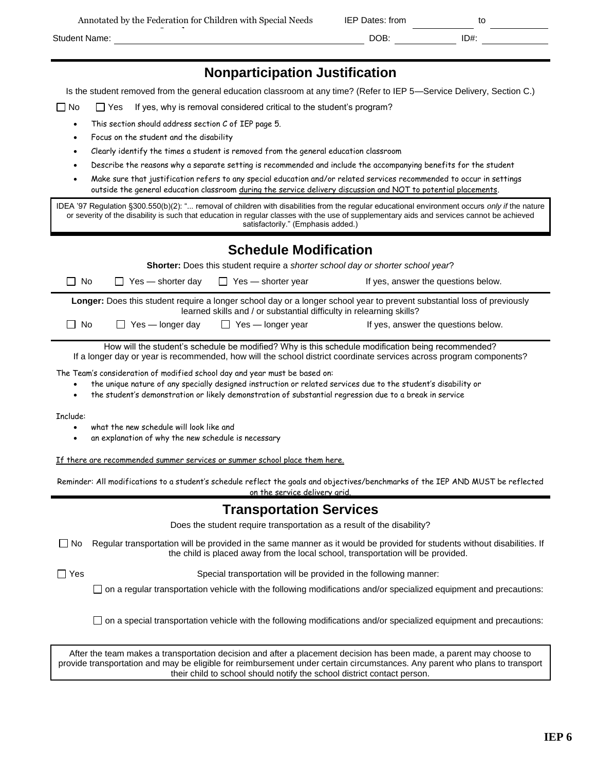Annotated by the Federation for Children with Special Needs | IEP Dates: from ______ to ______

Student Name: ______________________ DOB: ________ ID#: ________

## Nonparticipation Justification

Is the student removed from the general education classroom at any time? (Refer to IEP 5—Service Delivery, Section C.)

☐ No ☐ Yes If yes, why is removal considered critical to the student's program?

- This section should address section C of IEP page 5.
- Focus on the student and the disability
- Clearly identify the times a student is removed from the general education classroom
- Describe the reasons why a separate setting is recommended and include the accompanying benefits for the student
- Make sure that justification refers to any special education and/or related services recommended to occur in settings outside the general education classroom <u>during the service delivery discussion and NOT to potential placements</u>.

> IDEA '97 Regulation §300.550(b)(2): "... removal of children with disabilities from the regular educational environment occurs *only if* the nature or severity of the disability is such that education in regular classes with the use of supplementary aids and services cannot be achieved satisfactorily." (Emphasis added.)

## Schedule Modification

**Shorter:** Does this student require a *shorter school day or shorter school year*?

☐ No ☐ Yes — shorter day ☐ Yes — shorter year If yes, answer the questions below.

**Longer:** Does this student require a longer school day or a longer school year to prevent substantial loss of previously learned skills and / or substantial difficulty in relearning skills?

☐ No ☐ Yes — longer day ☐ Yes — longer year If yes, answer the questions below.

How will the student's schedule be modified? Why is this schedule modification being recommended?
If a longer day or year is recommended, how will the school district coordinate services across program components?

The Team's consideration of modified school day and year must be based on:

- the unique nature of any specially designed instruction or related services due to the student's disability or
- the student's demonstration or likely demonstration of substantial regression due to a break in service

Include:

- what the new schedule will look like and
- an explanation of why the new schedule is necessary

<u>If there are recommended summer services or summer school place them here.</u>

Reminder: All modifications to a student's schedule reflect the goals and objectives/benchmarks of the IEP AND MUST be reflected <u>on the service delivery grid.</u>

## Transportation Services

Does the student require transportation as a result of the disability?

☐ No Regular transportation will be provided in the same manner as it would be provided for students without disabilities. If the child is placed away from the local school, transportation will be provided.

☐ Yes Special transportation will be provided in the following manner:

☐ on a regular transportation vehicle with the following modifications and/or specialized equipment and precautions:

☐ on a special transportation vehicle with the following modifications and/or specialized equipment and precautions:

> After the team makes a transportation decision and after a placement decision has been made, a parent may choose to provide transportation and may be eligible for reimbursement under certain circumstances. Any parent who plans to transport their child to school should notify the school district contact person.

**IEP 6**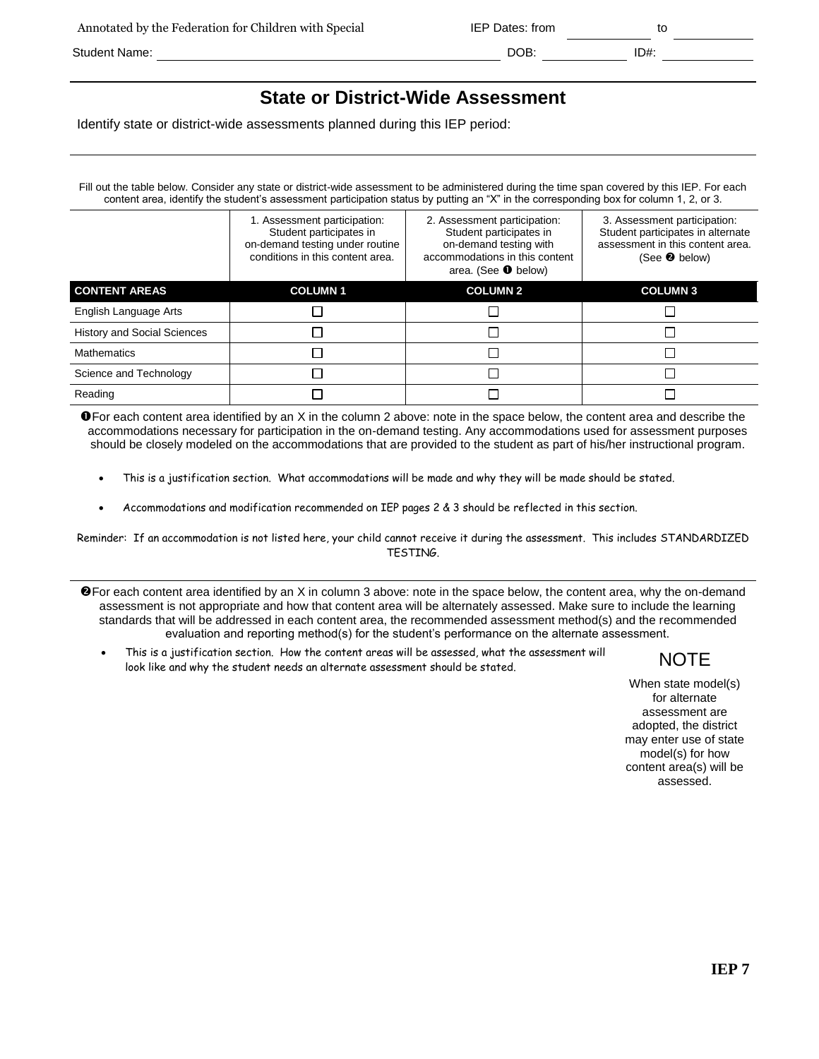Annotated by the Federation for Children with Special

IEP Dates: from ____________ to ____________

Student Name: ________________________________ DOB: ____________ ID#: ____________

## State or District-Wide Assessment

Identify state or district-wide assessments planned during this IEP period:

---

Fill out the table below. Consider any state or district-wide assessment to be administered during the time span covered by this IEP. For each content area, identify the student's assessment participation status by putting an "X" in the corresponding box for column 1, 2, or 3.

| | 1. Assessment participation: Student participates in on-demand testing under routine conditions in this content area. | 2. Assessment participation: Student participates in on-demand testing with accommodations in this content area. (See ❶ below) | 3. Assessment participation: Student participates in alternate assessment in this content area. (See ❷ below) |
|---|---|---|---|
| **CONTENT AREAS** | **COLUMN 1** | **COLUMN 2** | **COLUMN 3** |
| English Language Arts | ☐ | ☐ | ☐ |
| History and Social Sciences | ☐ | ☐ | ☐ |
| Mathematics | ☐ | ☐ | ☐ |
| Science and Technology | ☐ | ☐ | ☐ |
| Reading | ☐ | ☐ | ☐ |

❶For each content area identified by an X in the column 2 above: note in the space below, the content area and describe the accommodations necessary for participation in the on-demand testing. Any accommodations used for assessment purposes should be closely modeled on the accommodations that are provided to the student as part of his/her instructional program.

- This is a justification section. What accommodations will be made and why they will be made should be stated.
- Accommodations and modification recommended on IEP pages 2 & 3 should be reflected in this section.

Reminder: If an accommodation is not listed here, your child cannot receive it during the assessment. This includes STANDARDIZED TESTING.

---

❷For each content area identified by an X in column 3 above: note in the space below, the content area, why the on-demand assessment is not appropriate and how that content area will be alternately assessed. Make sure to include the learning standards that will be addressed in each content area, the recommended assessment method(s) and the recommended evaluation and reporting method(s) for the student's performance on the alternate assessment.

- This is a justification section. How the content areas will be assessed, what the assessment will look like and why the student needs an alternate assessment should be stated.

NOTE

When state model(s) for alternate assessment are adopted, the district may enter use of state model(s) for how content area(s) will be assessed.

**IEP 7**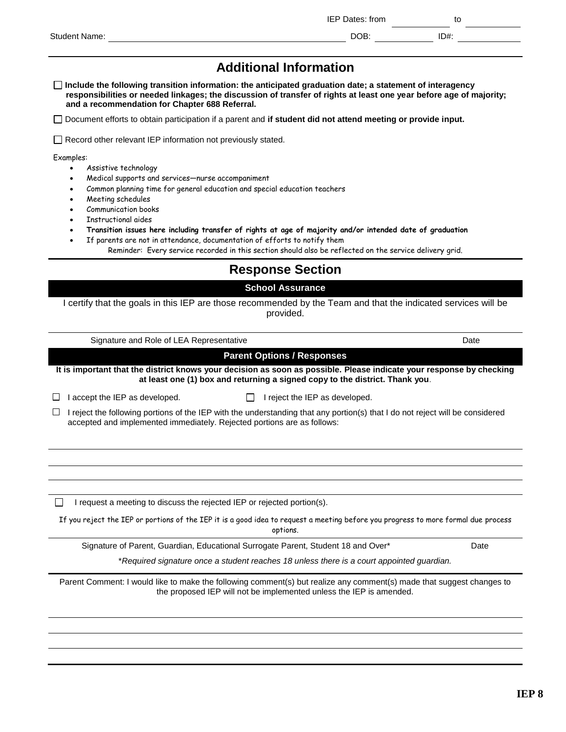IEP Dates: from ____________ to ____________

Student Name: ______________________________________________ DOB: ____________ ID#: ____________

## Additional Information

☐ **Include the following transition information: the anticipated graduation date; a statement of interagency responsibilities or needed linkages; the discussion of transfer of rights at least one year before age of majority; and a recommendation for Chapter 688 Referral.**

☐ Document efforts to obtain participation if a parent and **if student did not attend meeting or provide input.**

☐ Record other relevant IEP information not previously stated.

Examples:

- Assistive technology
- Medical supports and services—nurse accompaniment
- Common planning time for general education and special education teachers
- Meeting schedules
- Communication books
- Instructional aides
- **Transition issues here including transfer of rights at age of majority and/or intended date of graduation**
- If parents are not in attendance, documentation of efforts to notify them

Reminder: Every service recorded in this section should also be reflected on the service delivery grid.

## Response Section

### School Assurance

I certify that the goals in this IEP are those recommended by the Team and that the indicated services will be provided.

Signature and Role of LEA Representative ______________________________ Date ____________

### Parent Options / Responses

**It is important that the district knows your decision as soon as possible. Please indicate your response by checking at least one (1) box and returning a signed copy to the district. Thank you**.

☐ I accept the IEP as developed. ☐ I reject the IEP as developed.

☐ I reject the following portions of the IEP with the understanding that any portion(s) that I do not reject will be considered accepted and implemented immediately. Rejected portions are as follows:

______________________________________________________________________

______________________________________________________________________

______________________________________________________________________

______________________________________________________________________

☐ I request a meeting to discuss the rejected IEP or rejected portion(s).

If you reject the IEP or portions of the IEP it is a good idea to request a meeting before you progress to more formal due process options.

Signature of Parent, Guardian, Educational Surrogate Parent, Student 18 and Over* ______________________________ Date ____________

*\*Required signature once a student reaches 18 unless there is a court appointed guardian.*

Parent Comment: I would like to make the following comment(s) but realize any comment(s) made that suggest changes to the proposed IEP will not be implemented unless the IEP is amended.

______________________________________________________________________

______________________________________________________________________

______________________________________________________________________

**IEP 8**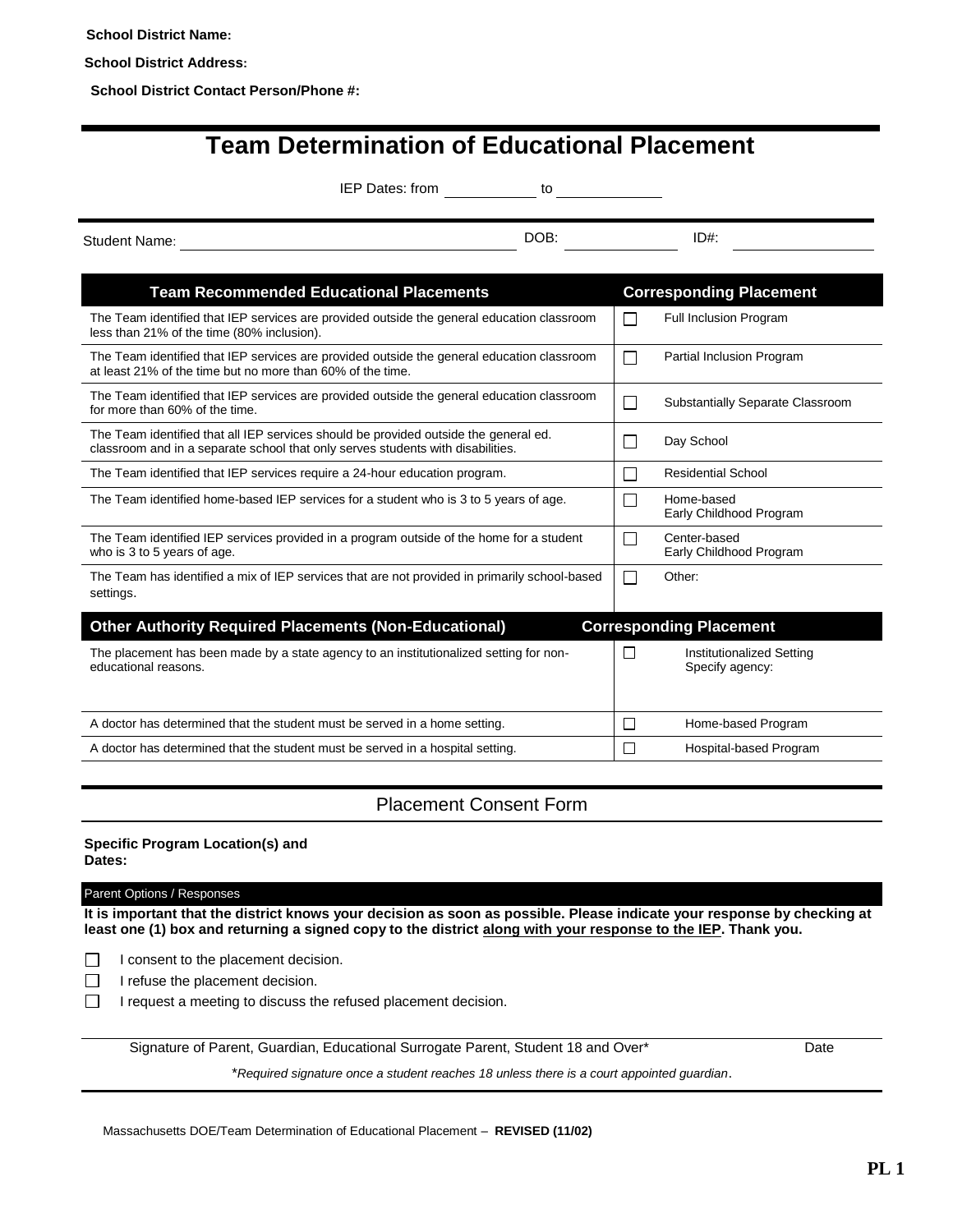**School District Name:**

**School District Address:**

**School District Contact Person/Phone #:**

# Team Determination of Educational Placement

IEP Dates: from ____________ to ____________

Student Name: ______________________________ DOB: ____________ ID#: ____________

| Team Recommended Educational Placements | | Corresponding Placement |
|---|---|---|
| The Team identified that IEP services are provided outside the general education classroom less than 21% of the time (80% inclusion). | ☐ | Full Inclusion Program |
| The Team identified that IEP services are provided outside the general education classroom at least 21% of the time but no more than 60% of the time. | ☐ | Partial Inclusion Program |
| The Team identified that IEP services are provided outside the general education classroom for more than 60% of the time. | ☐ | Substantially Separate Classroom |
| The Team identified that all IEP services should be provided outside the general ed. classroom and in a separate school that only serves students with disabilities. | ☐ | Day School |
| The Team identified that IEP services require a 24-hour education program. | ☐ | Residential School |
| The Team identified home-based IEP services for a student who is 3 to 5 years of age. | ☐ | Home-based Early Childhood Program |
| The Team identified IEP services provided in a program outside of the home for a student who is 3 to 5 years of age. | ☐ | Center-based Early Childhood Program |
| The Team has identified a mix of IEP services that are not provided in primarily school-based settings. | ☐ | Other: |
| **Other Authority Required Placements (Non-Educational)** | | **Corresponding Placement** |
| The placement has been made by a state agency to an institutionalized setting for non-educational reasons. | ☐ | Institutionalized Setting Specify agency: |
| A doctor has determined that the student must be served in a home setting. | ☐ | Home-based Program |
| A doctor has determined that the student must be served in a hospital setting. | ☐ | Hospital-based Program |

## Placement Consent Form

**Specific Program Location(s) and Dates:**

Parent Options / Responses

**It is important that the district knows your decision as soon as possible. Please indicate your response by checking at least one (1) box and returning a signed copy to the district along with your response to the IEP. Thank you.**

☐ I consent to the placement decision.

☐ I refuse the placement decision.

☐ I request a meeting to discuss the refused placement decision.

Signature of Parent, Guardian, Educational Surrogate Parent, Student 18 and Over* Date

*\*Required signature once a student reaches 18 unless there is a court appointed guardian.*

Massachusetts DOE/Team Determination of Educational Placement – **REVISED (11/02)**

**PL 1**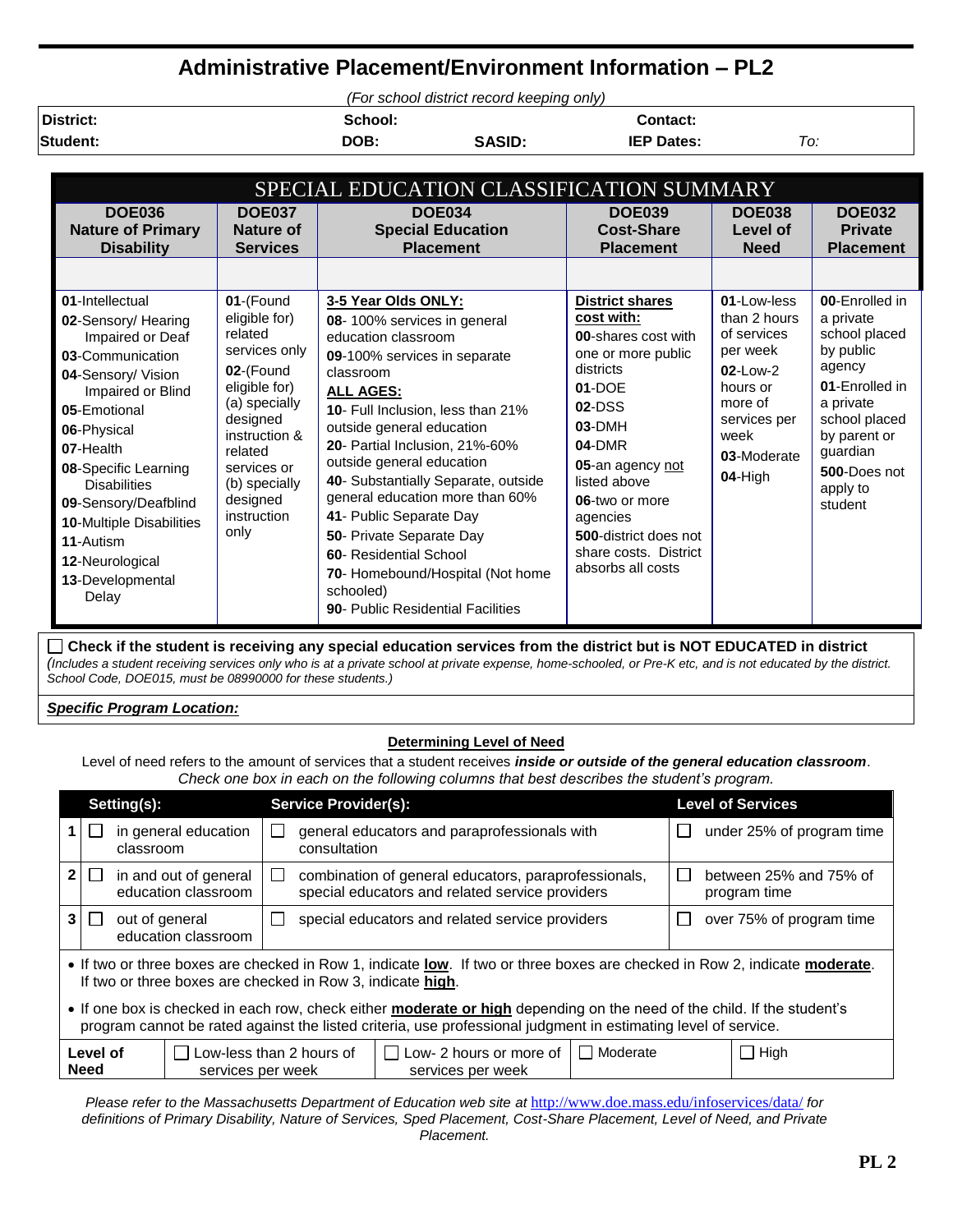# Administrative Placement/Environment Information – PL2

*(For school district record keeping only)*

| District: | School: | | Contact: | |
|---|---|---|---|---|
| **Student:** | **DOB:** | **SASID:** | **IEP Dates:** | *To:* |

## SPECIAL EDUCATION CLASSIFICATION SUMMARY

| DOE036 Nature of Primary Disability | DOE037 Nature of Services | DOE034 Special Education Placement | DOE039 Cost-Share Placement | DOE038 Level of Need | DOE032 Private Placement |
|---|---|---|---|---|---|
| | | | | | |
| **01**-Intellectual<br>**02**-Sensory/ Hearing Impaired or Deaf<br>**03**-Communication<br>**04**-Sensory/ Vision Impaired or Blind<br>**05**-Emotional<br>**06**-Physical<br>**07**-Health<br>**08**-Specific Learning Disabilities<br>**09**-Sensory/Deafblind<br>**10**-Multiple Disabilities<br>**11**-Autism<br>**12**-Neurological<br>**13**-Developmental Delay | **01**-(Found eligible for) related services only<br>**02**-(Found eligible for) (a) specially designed instruction & related services or (b) specially designed instruction only | **3-5 Year Olds ONLY:**<br>**08**- 100% services in general education classroom<br>**09**-100% services in separate classroom<br>**ALL AGES:**<br>**10**- Full Inclusion, less than 21% outside general education<br>**20**- Partial Inclusion, 21%-60% outside general education<br>**40**- Substantially Separate, outside general education more than 60%<br>**41**- Public Separate Day<br>**50**- Private Separate Day<br>**60**- Residential School<br>**70**- Homebound/Hospital (Not home schooled)<br>**90**- Public Residential Facilities | **District shares cost with:**<br>**00**-shares cost with one or more public districts<br>**01**-DOE<br>**02**-DSS<br>**03**-DMH<br>**04**-DMR<br>**05**-an agency not listed above<br>**06**-two or more agencies<br>**500**-district does not share costs. District absorbs all costs | **01**-Low-less than 2 hours of services per week<br>**02**-Low-2 hours or more of services per week<br>**03**-Moderate<br>**04**-High | **00**-Enrolled in a private school placed by public agency<br>**01**-Enrolled in a private school placed by parent or guardian<br>**500**-Does not apply to student |

☐ **Check if the student is receiving any special education services from the district but is NOT EDUCATED in district**
*(Includes a student receiving services only who is at a private school at private expense, home-schooled, or Pre-K etc, and is not educated by the district. School Code, DOE015, must be 08990000 for these students.)*

***Specific Program Location:***

### Determining Level of Need

Level of need refers to the amount of services that a student receives ***inside or outside of the general education classroom***.
*Check one box in each on the following columns that best describes the student's program.*

| | Setting(s): | Service Provider(s): | Level of Services |
|---|---|---|---|
| 1 | ☐ in general education classroom | ☐ general educators and paraprofessionals with consultation | ☐ under 25% of program time |
| 2 | ☐ in and out of general education classroom | ☐ combination of general educators, paraprofessionals, special educators and related service providers | ☐ between 25% and 75% of program time |
| 3 | ☐ out of general education classroom | ☐ special educators and related service providers | ☐ over 75% of program time |

- If two or three boxes are checked in Row 1, indicate **low**. If two or three boxes are checked in Row 2, indicate **moderate**. If two or three boxes are checked in Row 3, indicate **high**.
- If one box is checked in each row, check either **moderate or high** depending on the need of the child. If the student's program cannot be rated against the listed criteria, use professional judgment in estimating level of service.

| Level of Need | ☐ Low-less than 2 hours of services per week | ☐ Low- 2 hours or more of services per week | ☐ Moderate | ☐ High |
|---|---|---|---|---|

*Please refer to the Massachusetts Department of Education web site at* http://www.doe.mass.edu/infoservices/data/ *for definitions of Primary Disability, Nature of Services, Sped Placement, Cost-Share Placement, Level of Need, and Private Placement.*

**PL 2**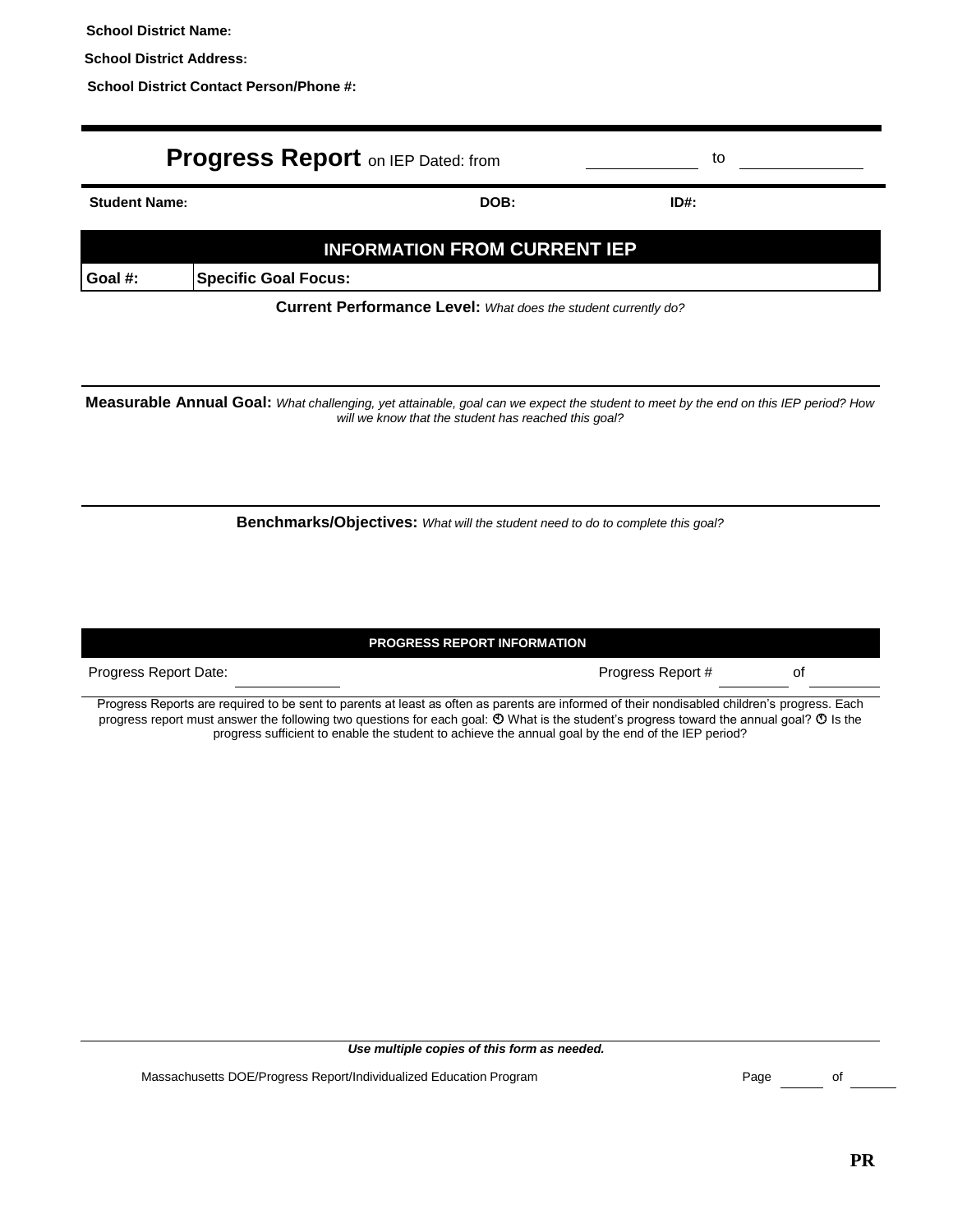**School District Name:**

**School District Address:**

**School District Contact Person/Phone #:**

# Progress Report on IEP Dated: from ____________ to ____________

**Student Name:** **DOB:** **ID#:**

## INFORMATION FROM CURRENT IEP

| **Goal #:** | **Specific Goal Focus:** |
| --- | --- |

**Current Performance Level:** *What does the student currently do?*

**Measurable Annual Goal:** *What challenging, yet attainable, goal can we expect the student to meet by the end on this IEP period? How will we know that the student has reached this goal?*

**Benchmarks/Objectives:** *What will the student need to do to complete this goal?*

## PROGRESS REPORT INFORMATION

Progress Report Date: ____________ Progress Report # ________ of ________

Progress Reports are required to be sent to parents at least as often as parents are informed of their nondisabled children's progress. Each progress report must answer the following two questions for each goal: ➀ What is the student's progress toward the annual goal? ➀ Is the progress sufficient to enable the student to achieve the annual goal by the end of the IEP period?

*Use multiple copies of this form as needed.*

Massachusetts DOE/Progress Report/Individualized Education Program

**PR**